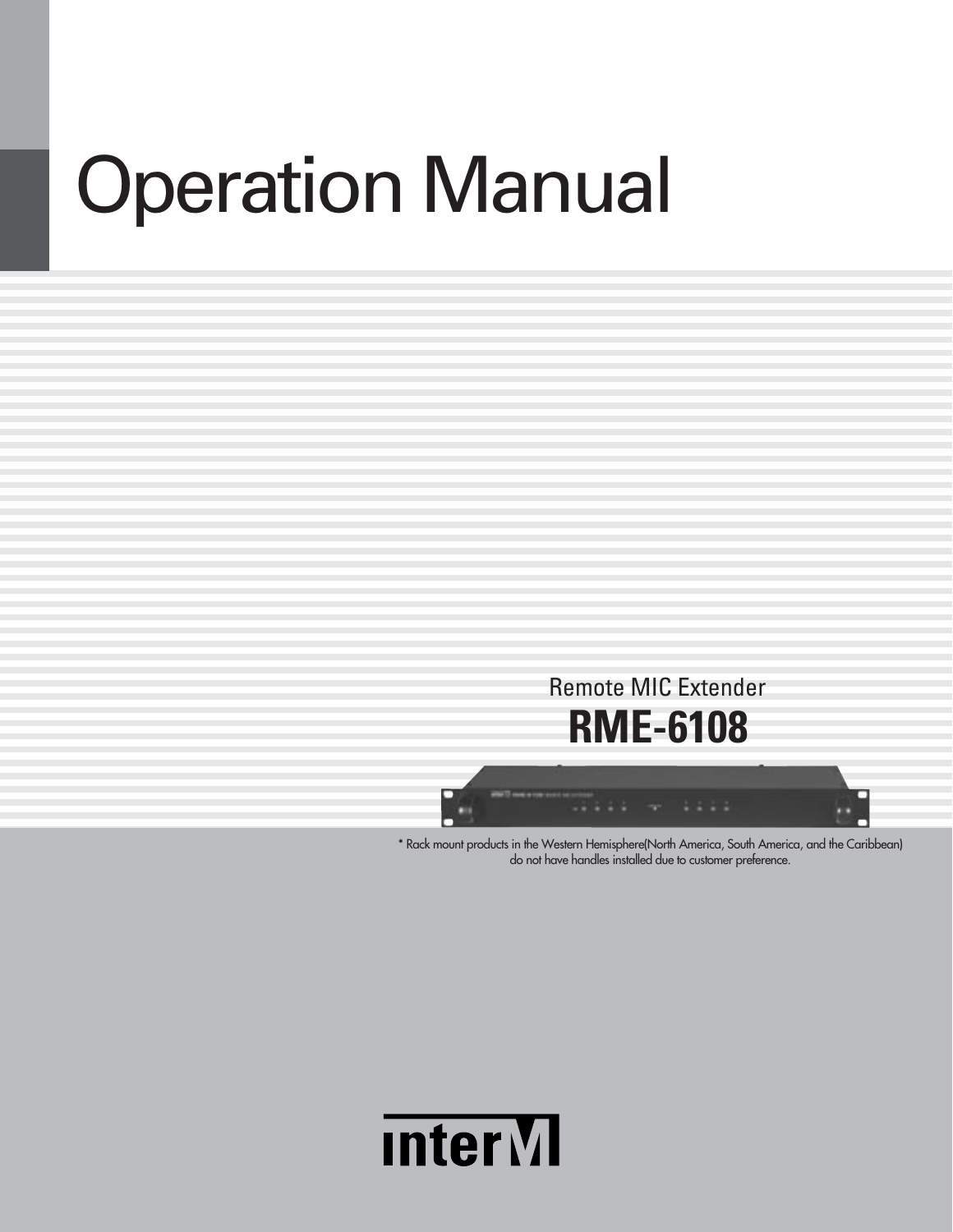# Operation Manual

Remote MIC Extender

## RME-6108

* Rack mount products in the Western Hemisphere(North America, South America, and the Caribbean) do not have handles installed due to customer preference.

inter M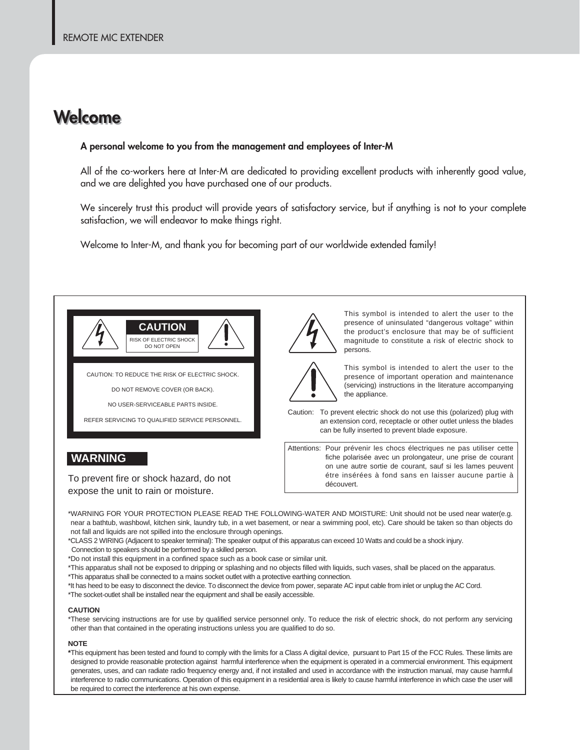# Welcome

**A personal welcome to you from the management and employees of Inter-M**

All of the co-workers here at Inter-M are dedicated to providing excellent products with inherently good value, and we are delighted you have purchased one of our products.

We sincerely trust this product will provide years of satisfactory service, but if anything is not to your complete satisfaction, we will endeavor to make things right.

Welcome to Inter-M, and thank you for becoming part of our worldwide extended family!

**CAUTION**

RISK OF ELECTRIC SHOCK
DO NOT OPEN

CAUTION: TO REDUCE THE RISK OF ELECTRIC SHOCK.

DO NOT REMOVE COVER (OR BACK).

NO USER-SERVICEABLE PARTS INSIDE.

REFER SERVICING TO QUALIFIED SERVICE PERSONNEL.

This symbol is intended to alert the user to the presence of uninsulated "dangerous voltage" within the product's enclosure that may be of sufficient magnitude to constitute a risk of electric shock to persons.

This symbol is intended to alert the user to the presence of important operation and maintenance (servicing) instructions in the literature accompanying the appliance.

Caution: To prevent electric shock do not use this (polarized) plug with an extension cord, receptacle or other outlet unless the blades can be fully inserted to prevent blade exposure.

Attentions: Pour prévenir les chocs électriques ne pas utiliser cette fiche polarisée avec un prolongateur, une prise de courant on une autre sortie de courant, sauf si les lames peuvent étre insérées à fond sans en laisser aucune partie à découvert.

**WARNING**

To prevent fire or shock hazard, do not expose the unit to rain or moisture.

*WARNING FOR YOUR PROTECTION PLEASE READ THE FOLLOWING-WATER AND MOISTURE: Unit should not be used near water(e.g. near a bathtub, washbowl, kitchen sink, laundry tub, in a wet basement, or near a swimming pool, etc). Care should be taken so than objects do not fall and liquids are not spilled into the enclosure through openings.
*CLASS 2 WIRING (Adjacent to speaker terminal): The speaker output of this apparatus can exceed 10 Watts and could be a shock injury. Connection to speakers should be performed by a skilled person.
*Do not install this equipment in a confined space such as a book case or similar unit.
*This apparatus shall not be exposed to dripping or splashing and no objects filled with liquids, such vases, shall be placed on the apparatus.
*This apparatus shall be connected to a mains socket outlet with a protective earthing connection.
*It has heed to be easy to disconnect the device. To disconnect the device from power, separate AC input cable from inlet or unplug the AC Cord.
*The socket-outlet shall be installed near the equipment and shall be easily accessible.

**CAUTION**

*These servicing instructions are for use by qualified service personnel only. To reduce the risk of electric shock, do not perform any servicing other than that contained in the operating instructions unless you are qualified to do so.

**NOTE**

*This equipment has been tested and found to comply with the limits for a Class A digital device, pursuant to Part 15 of the FCC Rules. These limits are designed to provide reasonable protection against harmful interference when the equipment is operated in a commercial environment. This equipment generates, uses, and can radiate radio frequency energy and, if not installed and used in accordance with the instruction manual, may cause harmful interference to radio communications. Operation of this equipment in a residential area is likely to cause harmful interference in which case the user will be required to correct the interference at his own expense.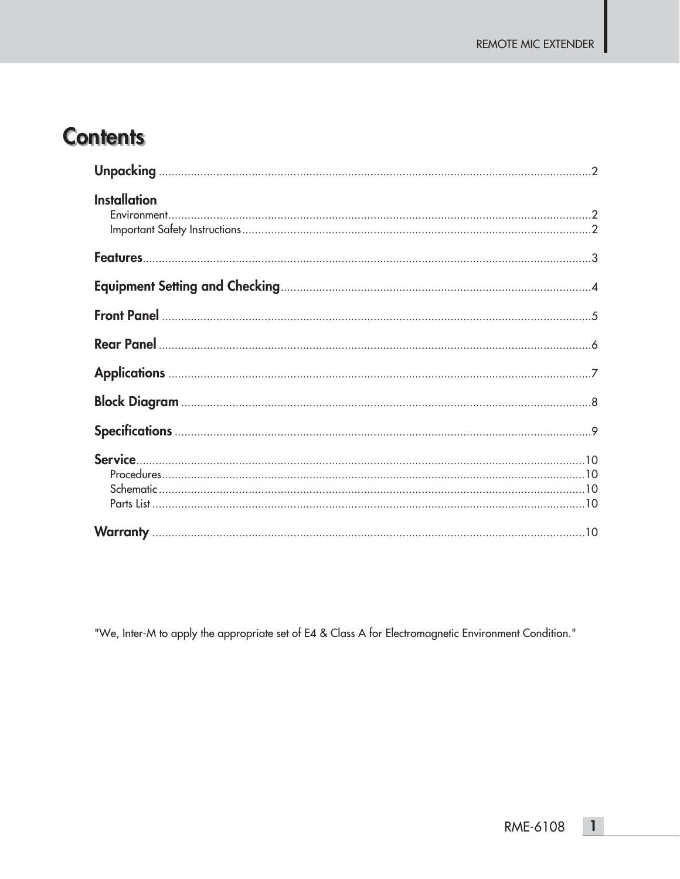# Contents

**Unpacking** .......... 2

**Installation**
- Environment .......... 2
- Important Safety Instructions .......... 2

**Features** .......... 3

**Equipment Setting and Checking** .......... 4

**Front Panel** .......... 5

**Rear Panel** .......... 6

**Applications** .......... 7

**Block Diagram** .......... 8

**Specifications** .......... 9

**Service** .......... 10
- Procedures .......... 10
- Schematic .......... 10
- Parts List .......... 10

**Warranty** .......... 10

"We, Inter-M to apply the appropriate set of E4 & Class A for Electromagnetic Environment Condition."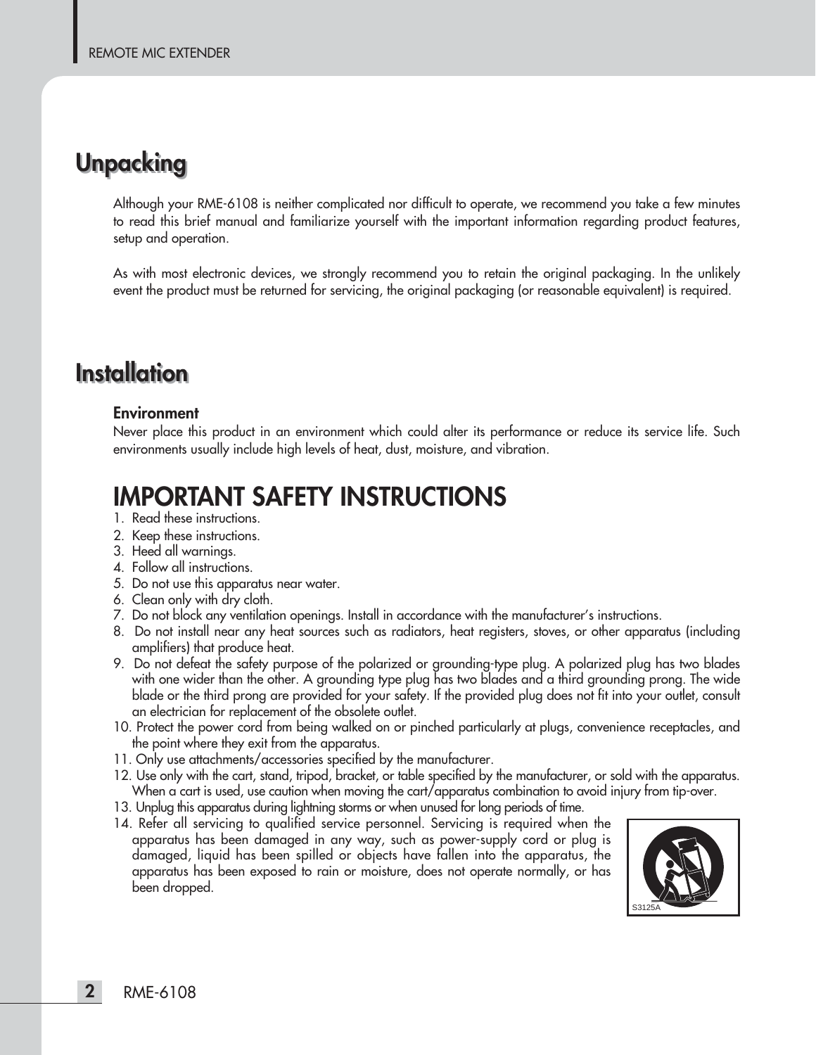## Unpacking

Although your RME-6108 is neither complicated nor difficult to operate, we recommend you take a few minutes to read this brief manual and familiarize yourself with the important information regarding product features, setup and operation.

As with most electronic devices, we strongly recommend you to retain the original packaging. In the unlikely event the product must be returned for servicing, the original packaging (or reasonable equivalent) is required.

## Installation

**Environment**

Never place this product in an environment which could alter its performance or reduce its service life. Such environments usually include high levels of heat, dust, moisture, and vibration.

# IMPORTANT SAFETY INSTRUCTIONS

1. Read these instructions.
2. Keep these instructions.
3. Heed all warnings.
4. Follow all instructions.
5. Do not use this apparatus near water.
6. Clean only with dry cloth.
7. Do not block any ventilation openings. Install in accordance with the manufacturer's instructions.
8. Do not install near any heat sources such as radiators, heat registers, stoves, or other apparatus (including amplifiers) that produce heat.
9. Do not defeat the safety purpose of the polarized or grounding-type plug. A polarized plug has two blades with one wider than the other. A grounding type plug has two blades and a third grounding prong. The wide blade or the third prong are provided for your safety. If the provided plug does not fit into your outlet, consult an electrician for replacement of the obsolete outlet.
10. Protect the power cord from being walked on or pinched particularly at plugs, convenience receptacles, and the point where they exit from the apparatus.
11. Only use attachments/accessories specified by the manufacturer.
12. Use only with the cart, stand, tripod, bracket, or table specified by the manufacturer, or sold with the apparatus. When a cart is used, use caution when moving the cart/apparatus combination to avoid injury from tip-over.
13. Unplug this apparatus during lightning storms or when unused for long periods of time.
14. Refer all servicing to qualified service personnel. Servicing is required when the apparatus has been damaged in any way, such as power-supply cord or plug is damaged, liquid has been spilled or objects have fallen into the apparatus, the apparatus has been exposed to rain or moisture, does not operate normally, or has been dropped.

S3125A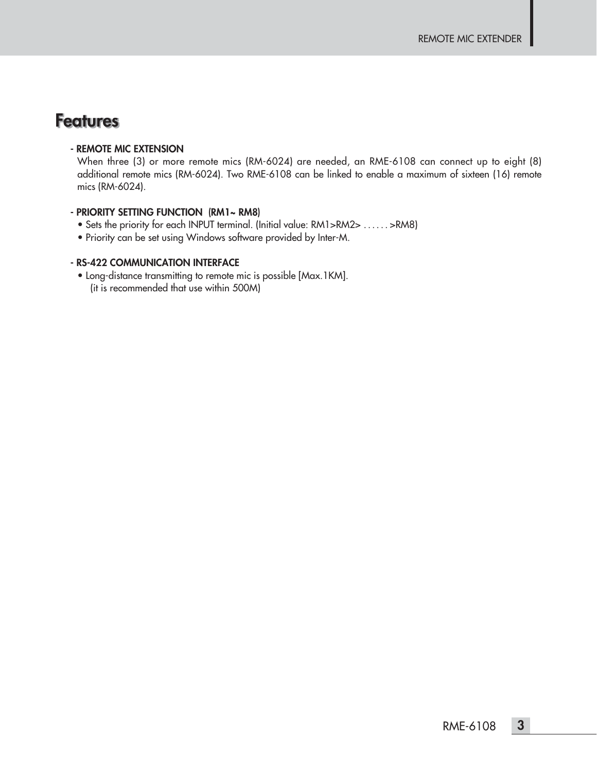# Features

**- REMOTE MIC EXTENSION**

When three (3) or more remote mics (RM-6024) are needed, an RME-6108 can connect up to eight (8) additional remote mics (RM-6024). Two RME-6108 can be linked to enable a maximum of sixteen (16) remote mics (RM-6024).

**- PRIORITY SETTING FUNCTION (RM1~ RM8)**

- Sets the priority for each INPUT terminal. (Initial value: RM1>RM2> . . . . . . >RM8)
- Priority can be set using Windows software provided by Inter-M.

**- RS-422 COMMUNICATION INTERFACE**

- Long-distance transmitting to remote mic is possible [Max.1KM].
  (it is recommended that use within 500M)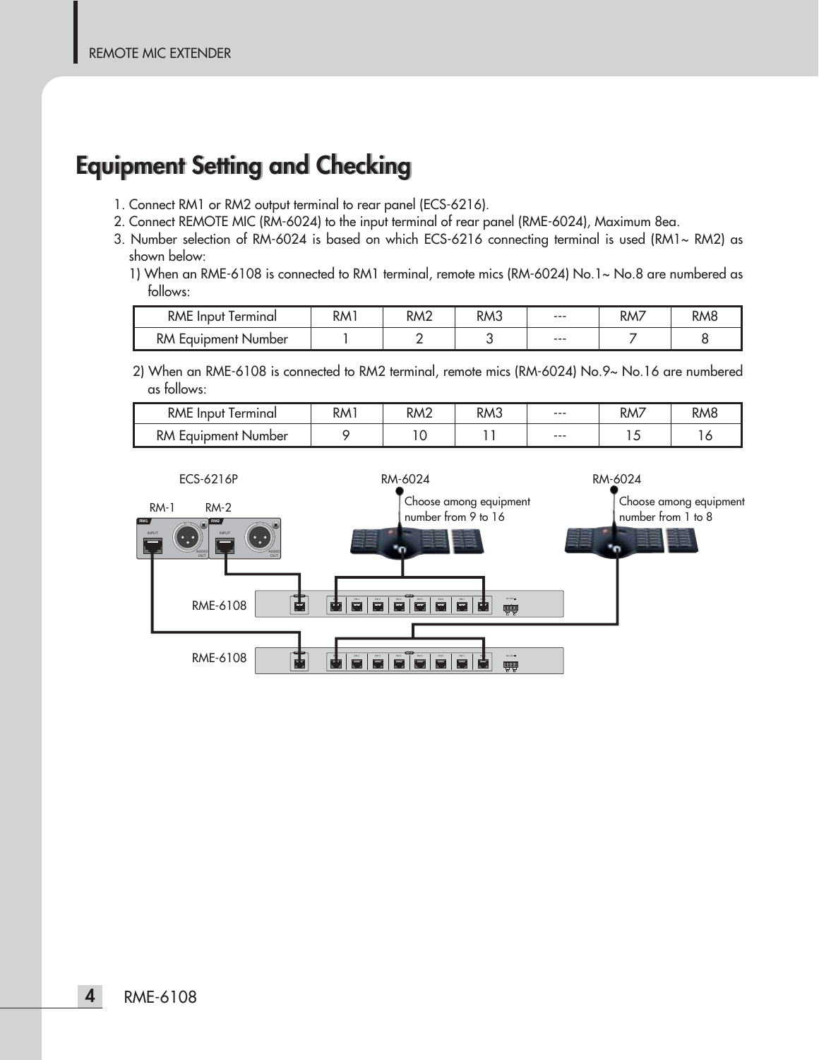# Equipment Setting and Checking

1. Connect RM1 or RM2 output terminal to rear panel (ECS-6216).
2. Connect REMOTE MIC (RM-6024) to the input terminal of rear panel (RME-6024), Maximum 8ea.
3. Number selection of RM-6024 is based on which ECS-6216 connecting terminal is used (RM1~ RM2) as shown below:

   1) When an RME-6108 is connected to RM1 terminal, remote mics (RM-6024) No.1~ No.8 are numbered as follows:

| RME Input Terminal | RM1 | RM2 | RM3 | --- | RM7 | RM8 |
|---|---|---|---|---|---|---|
| RM Equipment Number | 1 | 2 | 3 | --- | 7 | 8 |

   2) When an RME-6108 is connected to RM2 terminal, remote mics (RM-6024) No.9~ No.16 are numbered as follows:

| RME Input Terminal | RM1 | RM2 | RM3 | --- | RM7 | RM8 |
|---|---|---|---|---|---|---|
| RM Equipment Number | 9 | 10 | 11 | --- | 15 | 16 |

ECS-6216P

RM-1 RM-2

RM-6024

Choose among equipment number from 9 to 16

RM-6024

Choose among equipment number from 1 to 8

RME-6108

RME-6108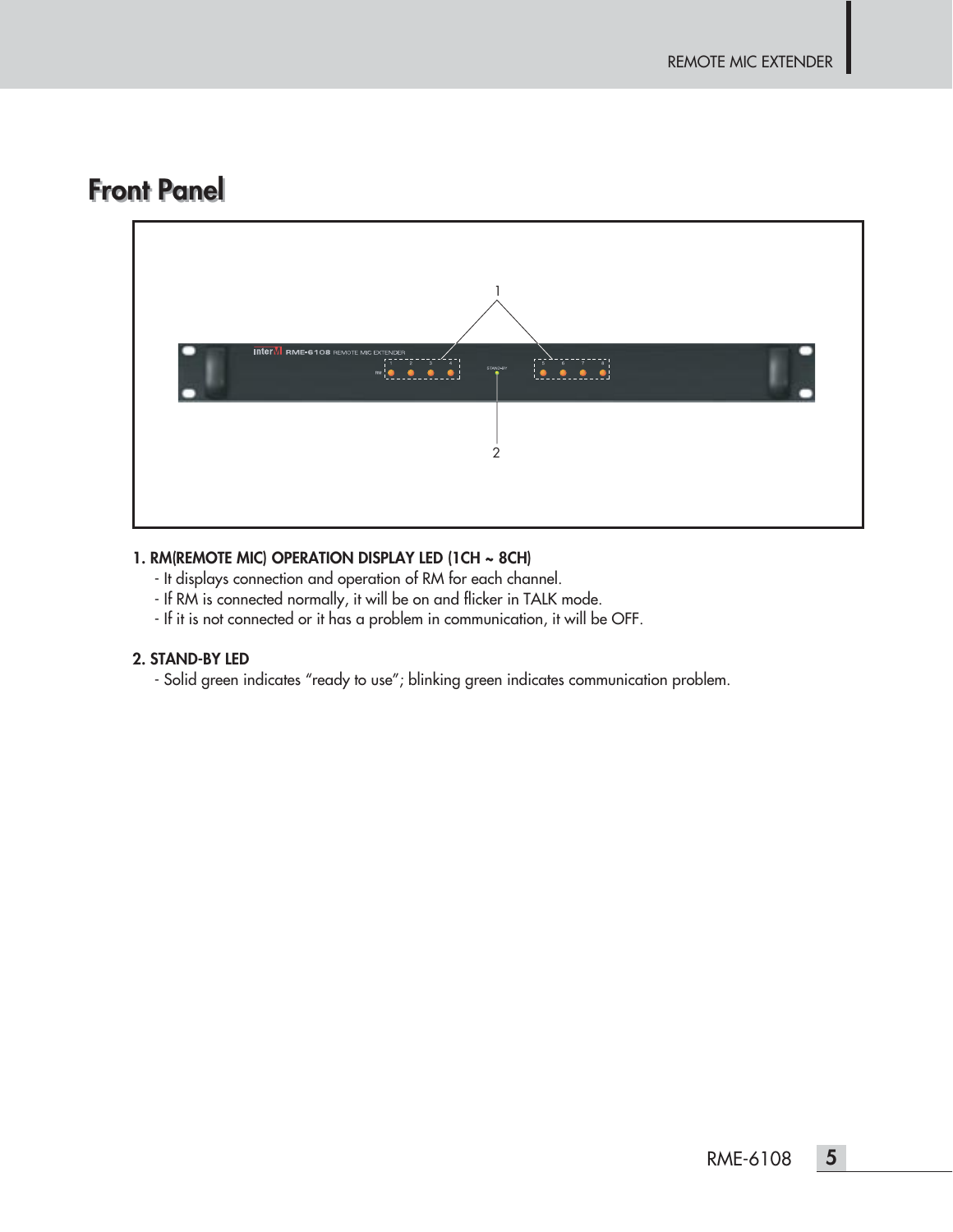# Front Panel

**1. RM(REMOTE MIC) OPERATION DISPLAY LED (1CH ~ 8CH)**

- It displays connection and operation of RM for each channel.
- If RM is connected normally, it will be on and flicker in TALK mode.
- If it is not connected or it has a problem in communication, it will be OFF.

**2. STAND-BY LED**

- Solid green indicates “ready to use”; blinking green indicates communication problem.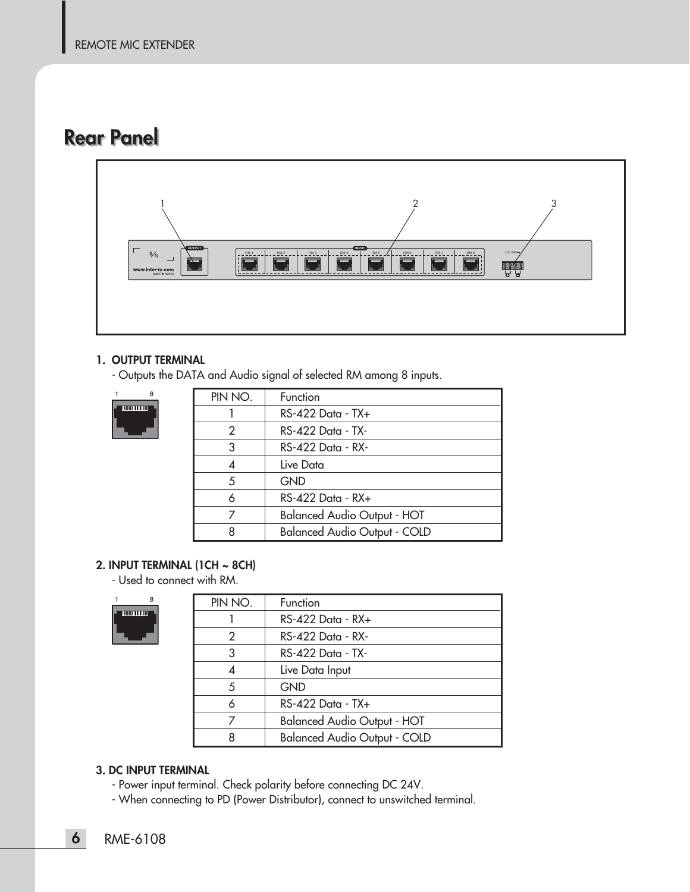# Rear Panel

1. **OUTPUT TERMINAL**
   - Outputs the DATA and Audio signal of selected RM among 8 inputs.

| PIN NO. | Function |
|---|---|
| 1 | RS-422 Data - TX+ |
| 2 | RS-422 Data - TX- |
| 3 | RS-422 Data - RX- |
| 4 | Live Data |
| 5 | GND |
| 6 | RS-422 Data - RX+ |
| 7 | Balanced Audio Output - HOT |
| 8 | Balanced Audio Output - COLD |

2. **INPUT TERMINAL (1CH ~ 8CH)**
   - Used to connect with RM.

| PIN NO. | Function |
|---|---|
| 1 | RS-422 Data - RX+ |
| 2 | RS-422 Data - RX- |
| 3 | RS-422 Data - TX- |
| 4 | Live Data Input |
| 5 | GND |
| 6 | RS-422 Data - TX+ |
| 7 | Balanced Audio Output - HOT |
| 8 | Balanced Audio Output - COLD |

3. **DC INPUT TERMINAL**
   - Power input terminal. Check polarity before connecting DC 24V.
   - When connecting to PD (Power Distributor), connect to unswitched terminal.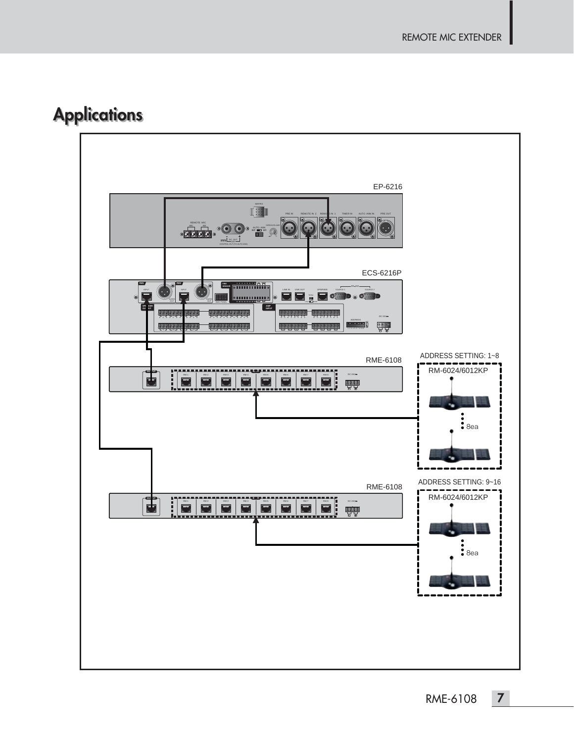# Applications

EP-6216

ECS-6216P

RME-6108

ADDRESS SETTING: 1~8

RM-6024/6012KP

8ea

RME-6108

ADDRESS SETTING: 9~16

RM-6024/6012KP

8ea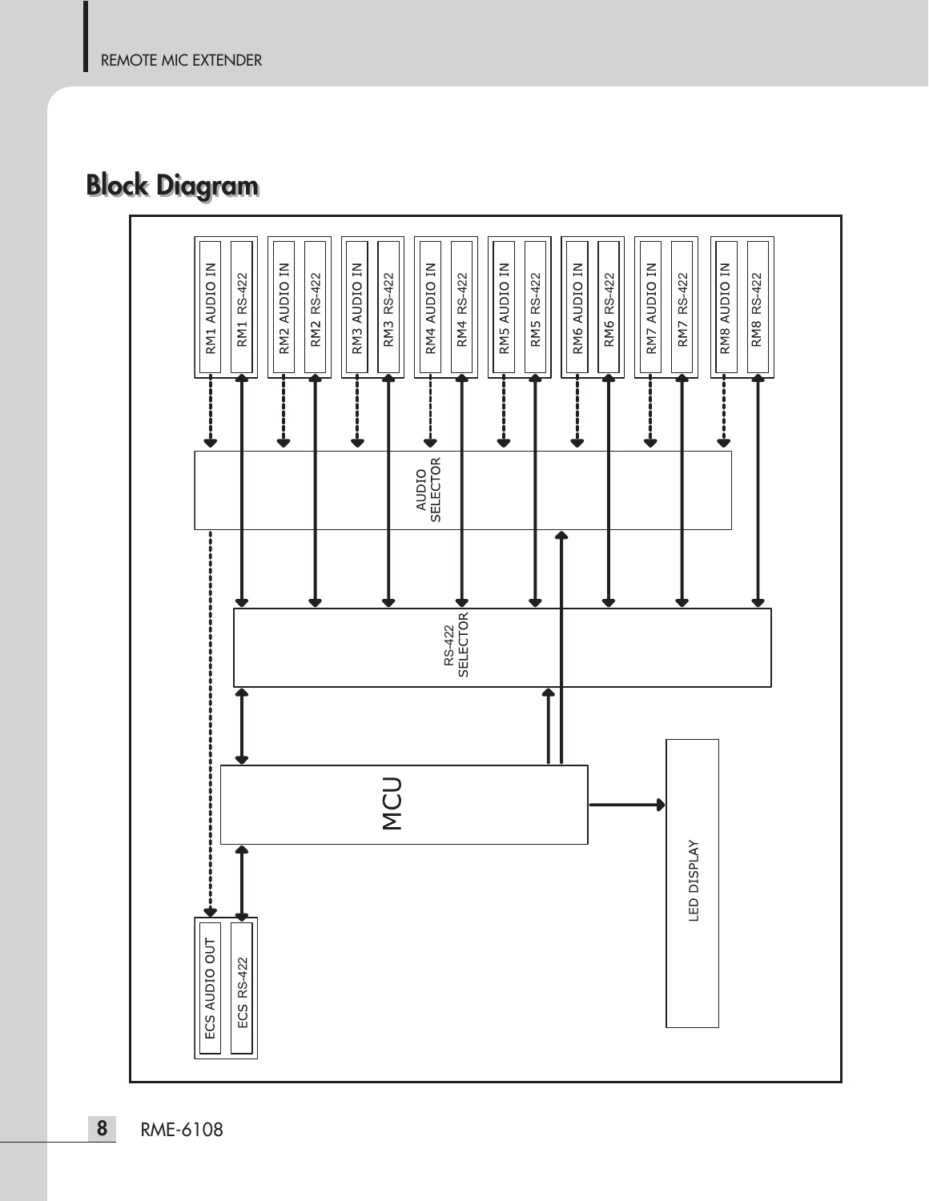## Block Diagram

RM1 AUDIO IN
RM1 RS-422
RM2 AUDIO IN
RM2 RS-422
RM3 AUDIO IN
RM3 RS-422
RM4 AUDIO IN
RM4 RS-422
RM5 AUDIO IN
RM5 RS-422
RM6 AUDIO IN
RM6 RS-422
RM7 AUDIO IN
RM7 RS-422
RM8 AUDIO IN
RM8 RS-422

AUDIO SELECTOR

RS-422 SELECTOR

MCU

LED DISPLAY

ECS AUDIO OUT
ECS RS-422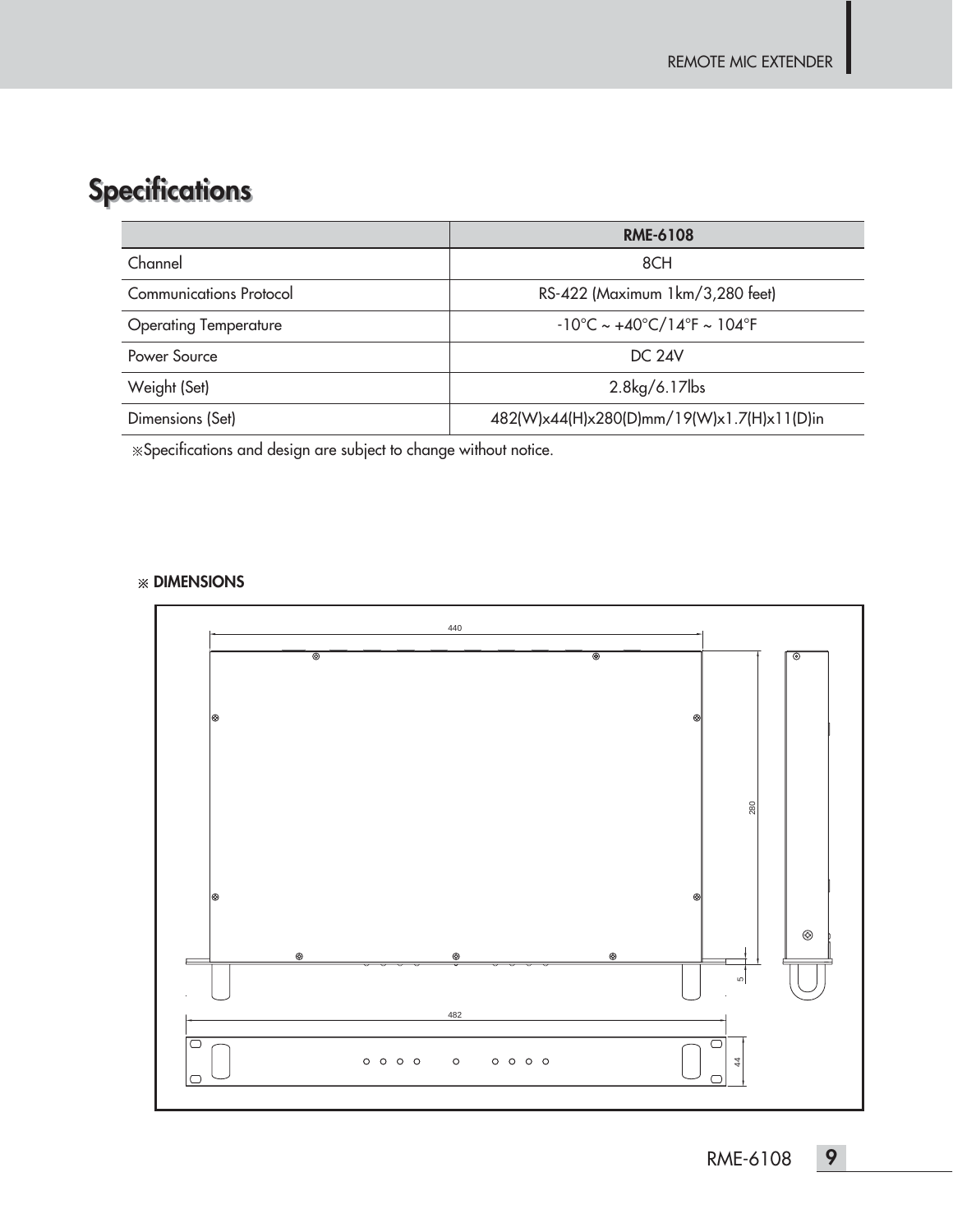# Specifications

| | RME-6108 |
|---|---|
| Channel | 8CH |
| Communications Protocol | RS-422 (Maximum 1km/3,280 feet) |
| Operating Temperature | -10°C ~ +40°C/14°F ~ 104°F |
| Power Source | DC 24V |
| Weight (Set) | 2.8kg/6.17lbs |
| Dimensions (Set) | 482(W)x44(H)x280(D)mm/19(W)x1.7(H)x11(D)in |

※Specifications and design are subject to change without notice.

※ **DIMENSIONS**

440

280

5

482

44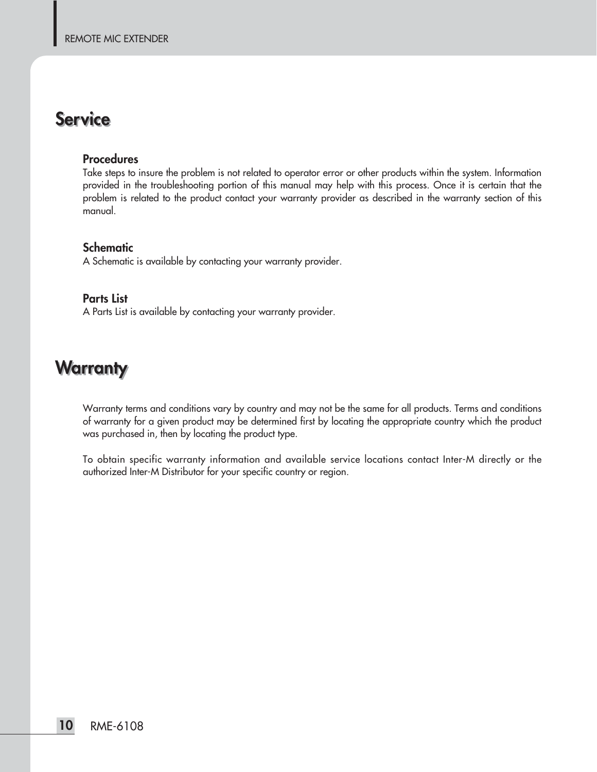# Service

### Procedures

Take steps to insure the problem is not related to operator error or other products within the system. Information provided in the troubleshooting portion of this manual may help with this process. Once it is certain that the problem is related to the product contact your warranty provider as described in the warranty section of this manual.

### Schematic

A Schematic is available by contacting your warranty provider.

### Parts List

A Parts List is available by contacting your warranty provider.

# Warranty

Warranty terms and conditions vary by country and may not be the same for all products. Terms and conditions of warranty for a given product may be determined first by locating the appropriate country which the product was purchased in, then by locating the product type.

To obtain specific warranty information and available service locations contact Inter-M directly or the authorized Inter-M Distributor for your specific country or region.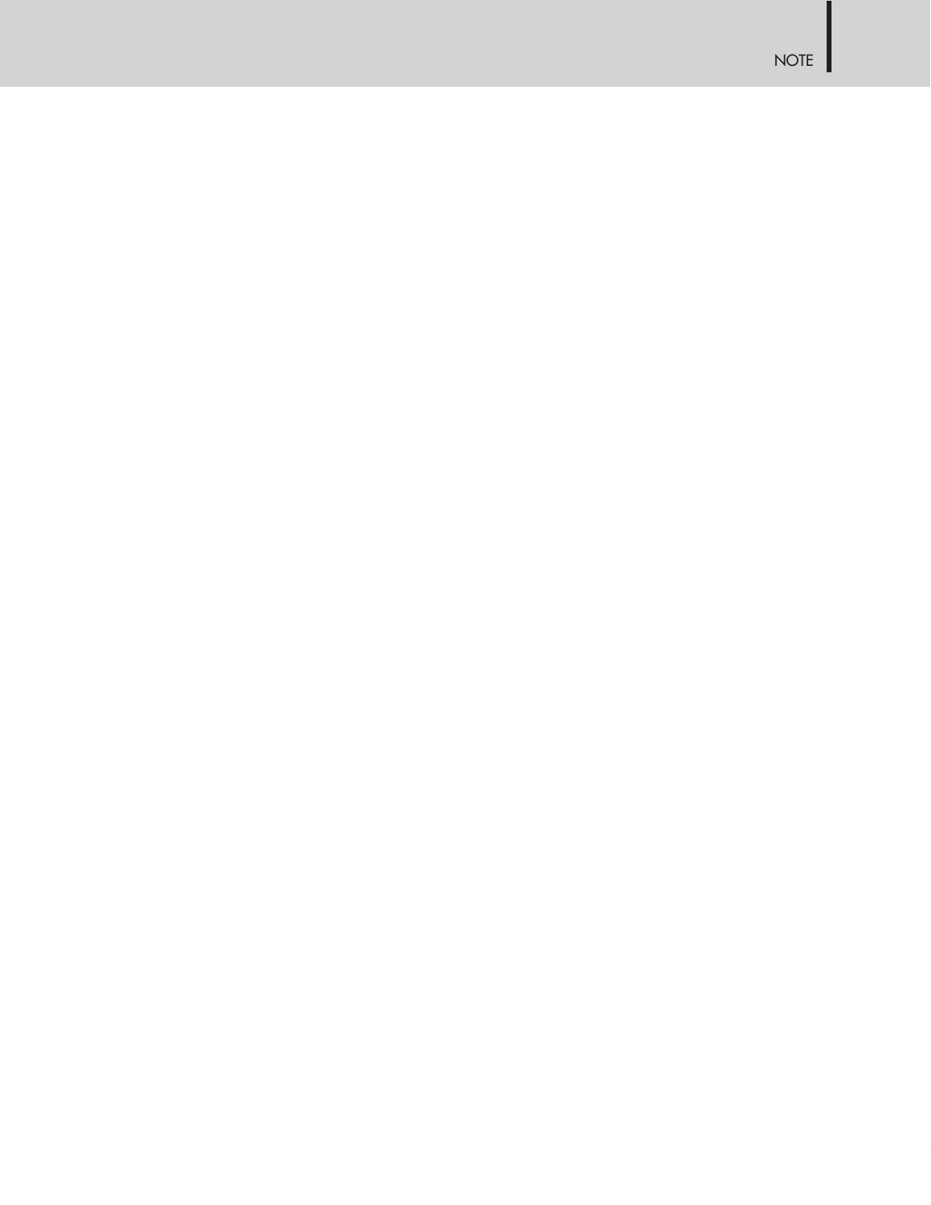NOTE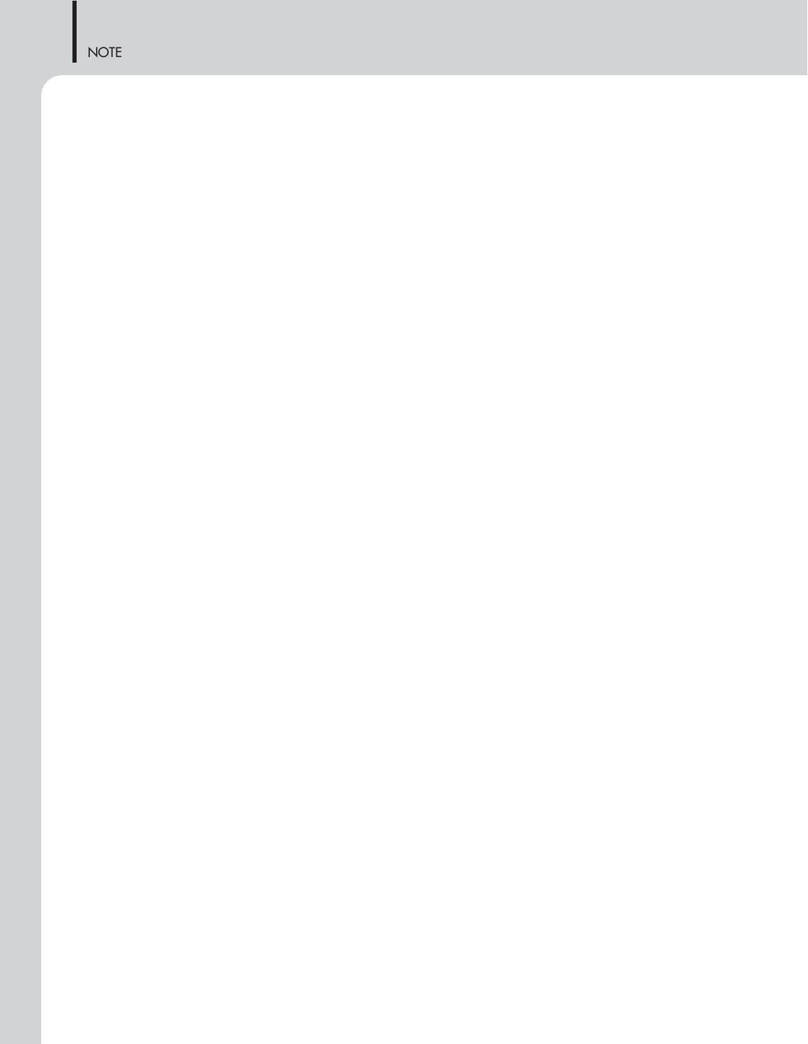NOTE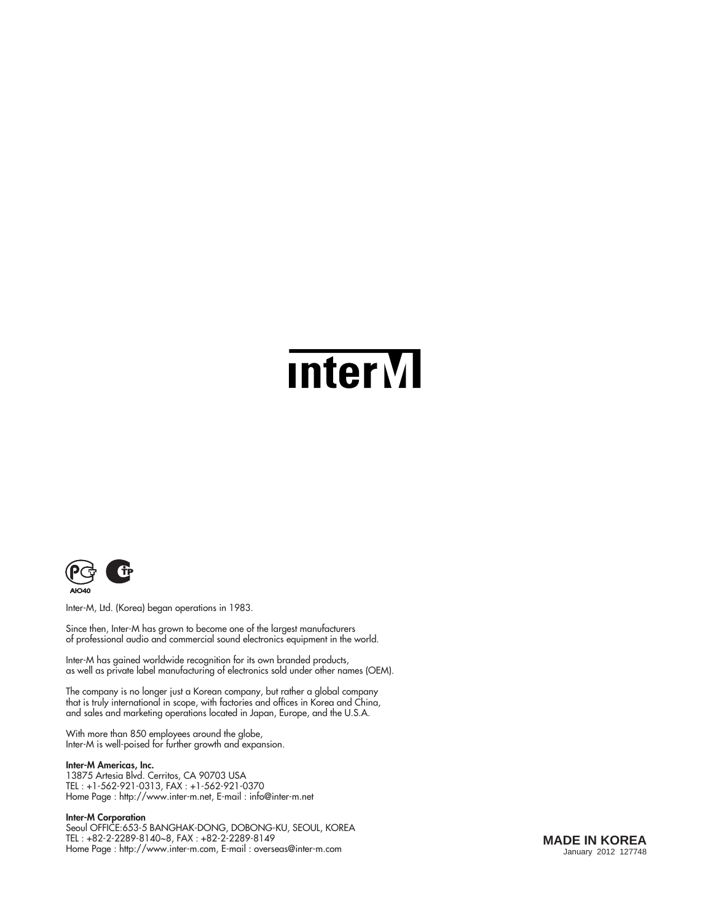interM

АЮ40

Inter-M, Ltd. (Korea) began operations in 1983.

Since then, Inter-M has grown to become one of the largest manufacturers
of professional audio and commercial sound electronics equipment in the world.

Inter-M has gained worldwide recognition for its own branded products,
as well as private label manufacturing of electronics sold under other names (OEM).

The company is no longer just a Korean company, but rather a global company
that is truly international in scope, with factories and offices in Korea and China,
and sales and marketing operations located in Japan, Europe, and the U.S.A.

With more than 850 employees around the globe,
Inter-M is well-poised for further growth and expansion.

**Inter-M Americas, Inc.**
13875 Artesia Blvd. Cerritos, CA 90703 USA
TEL : +1-562-921-0313, FAX : +1-562-921-0370
Home Page : http://www.inter-m.net, E-mail : info@inter-m.net

**Inter-M Corporation**
Seoul OFFICE:653-5 BANGHAK-DONG, DOBONG-KU, SEOUL, KOREA
TEL : +82-2-2289-8140~8, FAX : +82-2-2289-8149
Home Page : http://www.inter-m.com, E-mail : overseas@inter-m.com

**MADE IN KOREA**
January 2012 127748